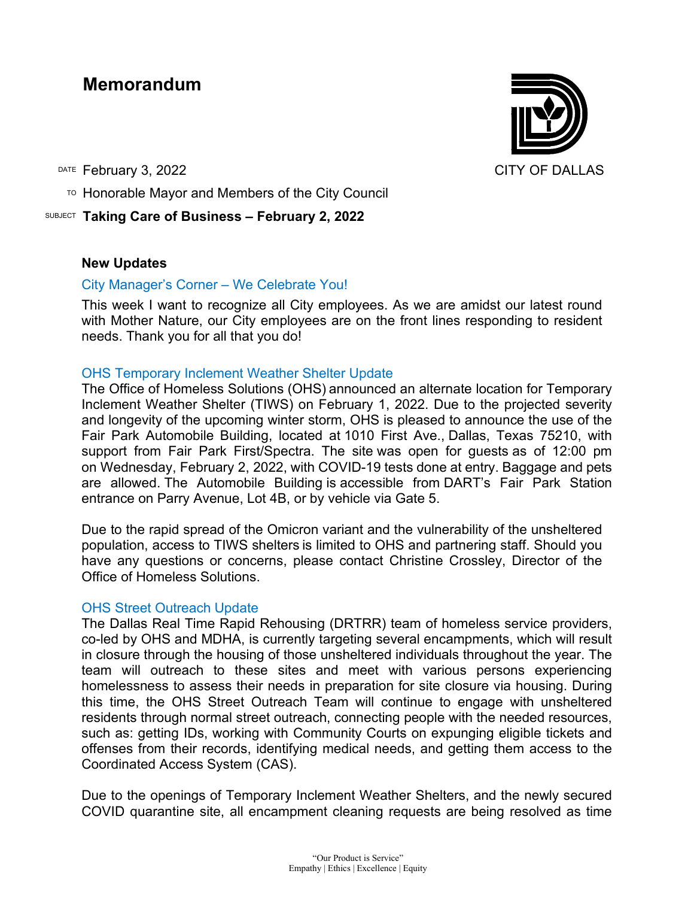# Memorandum

CITY OF DALLAS

DATE February 3, 2022

TO Honorable Mayor and Members of the City Council

SUBJECT **Taking Care of Business – February 2, 2022**

## New Updates

### City Manager's Corner – We Celebrate You!

This week I want to recognize all City employees. As we are amidst our latest round with Mother Nature, our City employees are on the front lines responding to resident needs. Thank you for all that you do!

### OHS Temporary Inclement Weather Shelter Update

The Office of Homeless Solutions (OHS) announced an alternate location for Temporary Inclement Weather Shelter (TIWS) on February 1, 2022. Due to the projected severity and longevity of the upcoming winter storm, OHS is pleased to announce the use of the Fair Park Automobile Building, located at 1010 First Ave., Dallas, Texas 75210, with support from Fair Park First/Spectra. The site was open for guests as of 12:00 pm on Wednesday, February 2, 2022, with COVID-19 tests done at entry. Baggage and pets are allowed. The Automobile Building is accessible from DART's Fair Park Station entrance on Parry Avenue, Lot 4B, or by vehicle via Gate 5.

Due to the rapid spread of the Omicron variant and the vulnerability of the unsheltered population, access to TIWS shelters is limited to OHS and partnering staff. Should you have any questions or concerns, please contact Christine Crossley, Director of the Office of Homeless Solutions.

### OHS Street Outreach Update

The Dallas Real Time Rapid Rehousing (DRTRR) team of homeless service providers, co-led by OHS and MDHA, is currently targeting several encampments, which will result in closure through the housing of those unsheltered individuals throughout the year. The team will outreach to these sites and meet with various persons experiencing homelessness to assess their needs in preparation for site closure via housing. During this time, the OHS Street Outreach Team will continue to engage with unsheltered residents through normal street outreach, connecting people with the needed resources, such as: getting IDs, working with Community Courts on expunging eligible tickets and offenses from their records, identifying medical needs, and getting them access to the Coordinated Access System (CAS).

Due to the openings of Temporary Inclement Weather Shelters, and the newly secured COVID quarantine site, all encampment cleaning requests are being resolved as time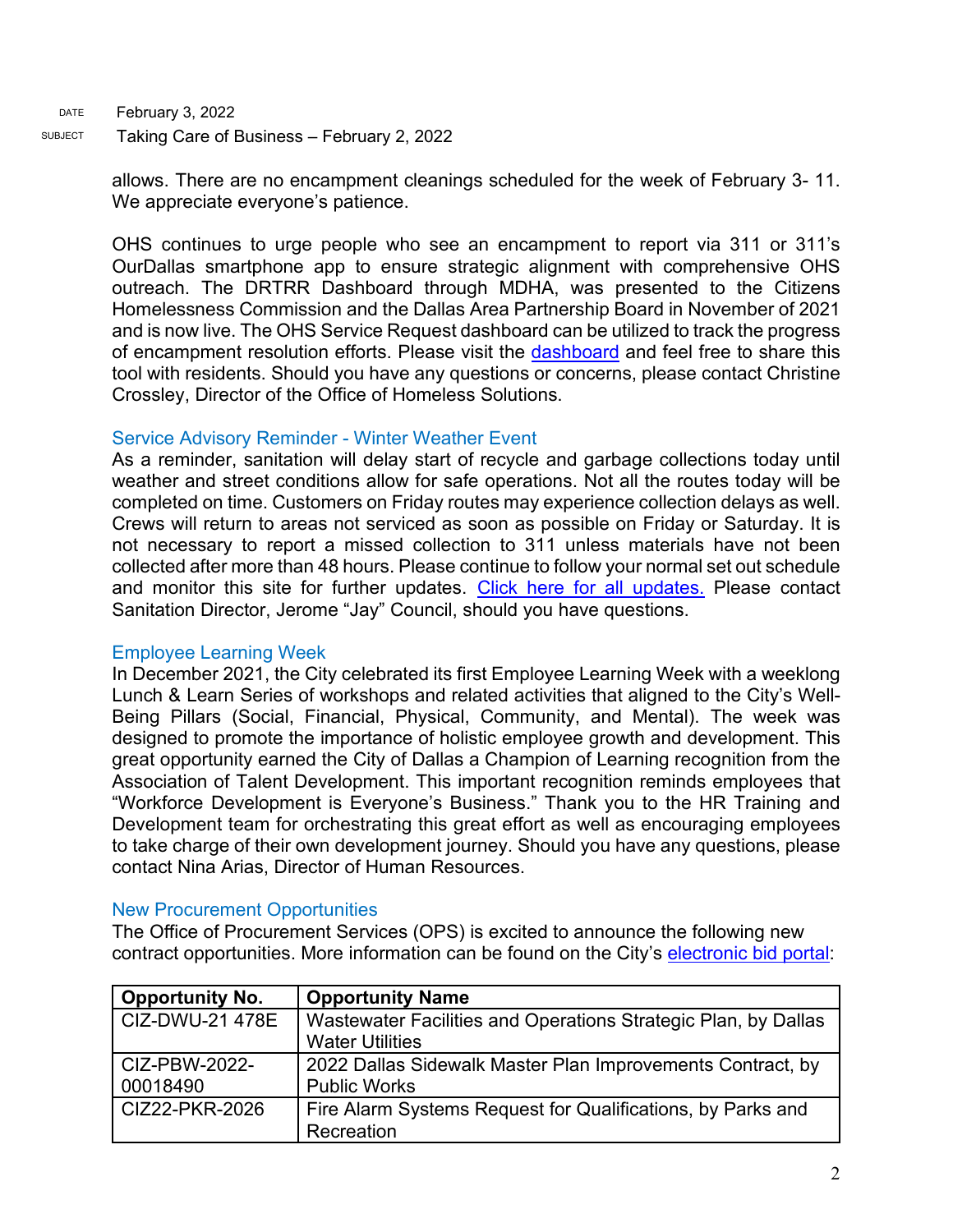allows. There are no encampment cleanings scheduled for the week of February 3- 11. We appreciate everyone's patience.

OHS continues to urge people who see an encampment to report via 311 or 311's OurDallas smartphone app to ensure strategic alignment with comprehensive OHS outreach. The DRTRR Dashboard through MDHA, was presented to the Citizens Homelessness Commission and the Dallas Area Partnership Board in November of 2021 and is now live. The OHS Service Request dashboard can be utilized to track the progress of encampment resolution efforts. Please visit the dashboard and feel free to share this tool with residents. Should you have any questions or concerns, please contact Christine Crossley, Director of the Office of Homeless Solutions.

### Service Advisory Reminder - Winter Weather Event

As a reminder, sanitation will delay start of recycle and garbage collections today until weather and street conditions allow for safe operations. Not all the routes today will be completed on time. Customers on Friday routes may experience collection delays as well. Crews will return to areas not serviced as soon as possible on Friday or Saturday. It is not necessary to report a missed collection to 311 unless materials have not been collected after more than 48 hours. Please continue to follow your normal set out schedule and monitor this site for further updates. Click here for all updates. Please contact Sanitation Director, Jerome "Jay" Council, should you have questions.

### Employee Learning Week

In December 2021, the City celebrated its first Employee Learning Week with a weeklong Lunch & Learn Series of workshops and related activities that aligned to the City's Well-Being Pillars (Social, Financial, Physical, Community, and Mental). The week was designed to promote the importance of holistic employee growth and development. This great opportunity earned the City of Dallas a Champion of Learning recognition from the Association of Talent Development. This important recognition reminds employees that "Workforce Development is Everyone's Business." Thank you to the HR Training and Development team for orchestrating this great effort as well as encouraging employees to take charge of their own development journey. Should you have any questions, please contact Nina Arias, Director of Human Resources.

### New Procurement Opportunities

The Office of Procurement Services (OPS) is excited to announce the following new contract opportunities. More information can be found on the City's electronic bid portal:

| Opportunity No. | Opportunity Name |
|---|---|
| CIZ-DWU-21 478E | Wastewater Facilities and Operations Strategic Plan, by Dallas Water Utilities |
| CIZ-PBW-2022-00018490 | 2022 Dallas Sidewalk Master Plan Improvements Contract, by Public Works |
| CIZ22-PKR-2026 | Fire Alarm Systems Request for Qualifications, by Parks and Recreation |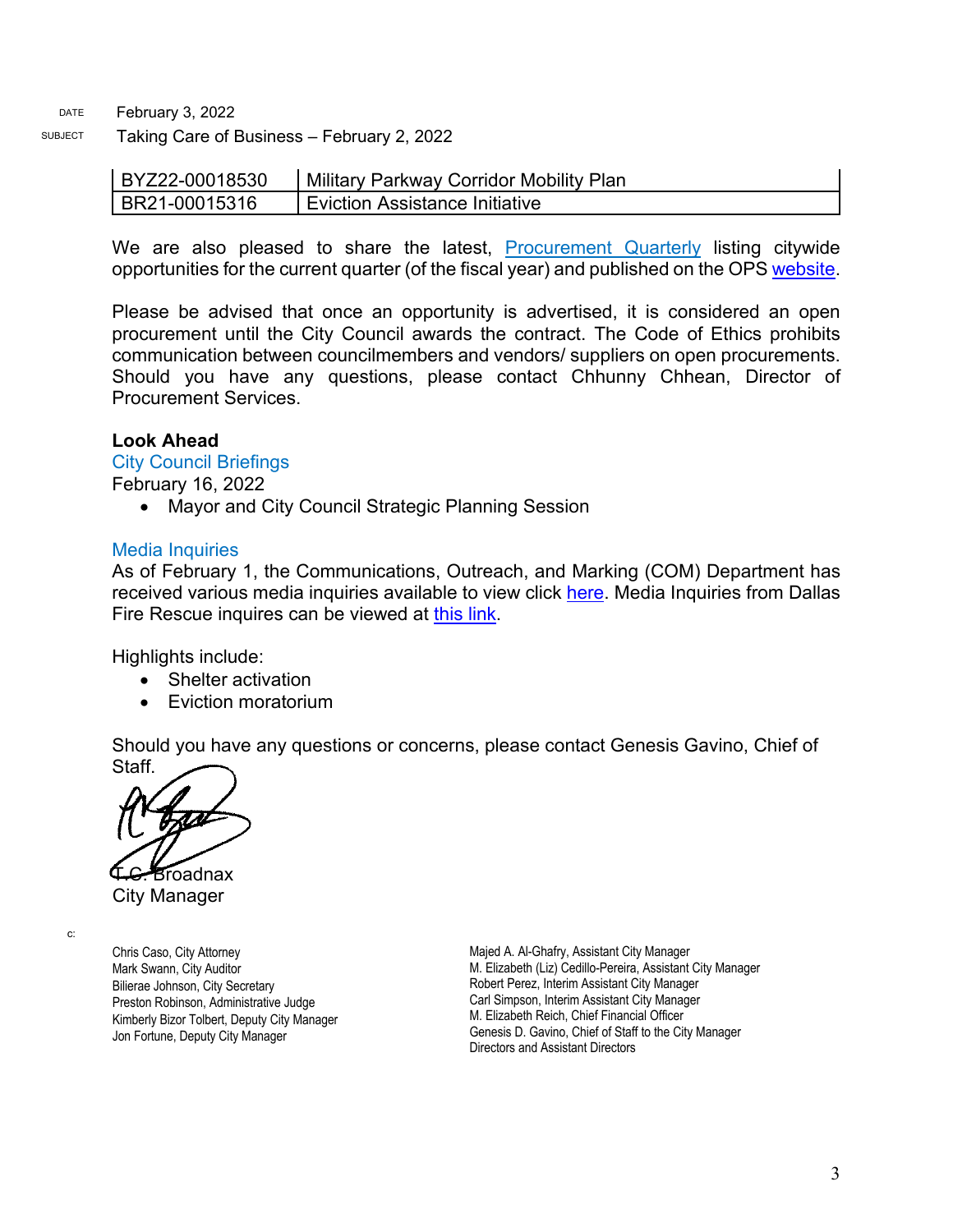DATE February 3, 2022

SUBJECT Taking Care of Business – February 2, 2022

| | |
|---|---|
| BYZ22-00018530 | Military Parkway Corridor Mobility Plan |
| BR21-00015316 | Eviction Assistance Initiative |

We are also pleased to share the latest, Procurement Quarterly listing citywide opportunities for the current quarter (of the fiscal year) and published on the OPS website.

Please be advised that once an opportunity is advertised, it is considered an open procurement until the City Council awards the contract. The Code of Ethics prohibits communication between councilmembers and vendors/ suppliers on open procurements. Should you have any questions, please contact Chhunny Chhean, Director of Procurement Services.

**Look Ahead**

City Council Briefings

February 16, 2022

- Mayor and City Council Strategic Planning Session

Media Inquiries

As of February 1, the Communications, Outreach, and Marking (COM) Department has received various media inquiries available to view click here. Media Inquiries from Dallas Fire Rescue inquires can be viewed at this link.

Highlights include:

- Shelter activation
- Eviction moratorium

Should you have any questions or concerns, please contact Genesis Gavino, Chief of Staff.

T.C. Broadnax
City Manager

c:

Chris Caso, City Attorney
Mark Swann, City Auditor
Bilierae Johnson, City Secretary
Preston Robinson, Administrative Judge
Kimberly Bizor Tolbert, Deputy City Manager
Jon Fortune, Deputy City Manager
Majed A. Al-Ghafry, Assistant City Manager
M. Elizabeth (Liz) Cedillo-Pereira, Assistant City Manager
Robert Perez, Interim Assistant City Manager
Carl Simpson, Interim Assistant City Manager
M. Elizabeth Reich, Chief Financial Officer
Genesis D. Gavino, Chief of Staff to the City Manager
Directors and Assistant Directors